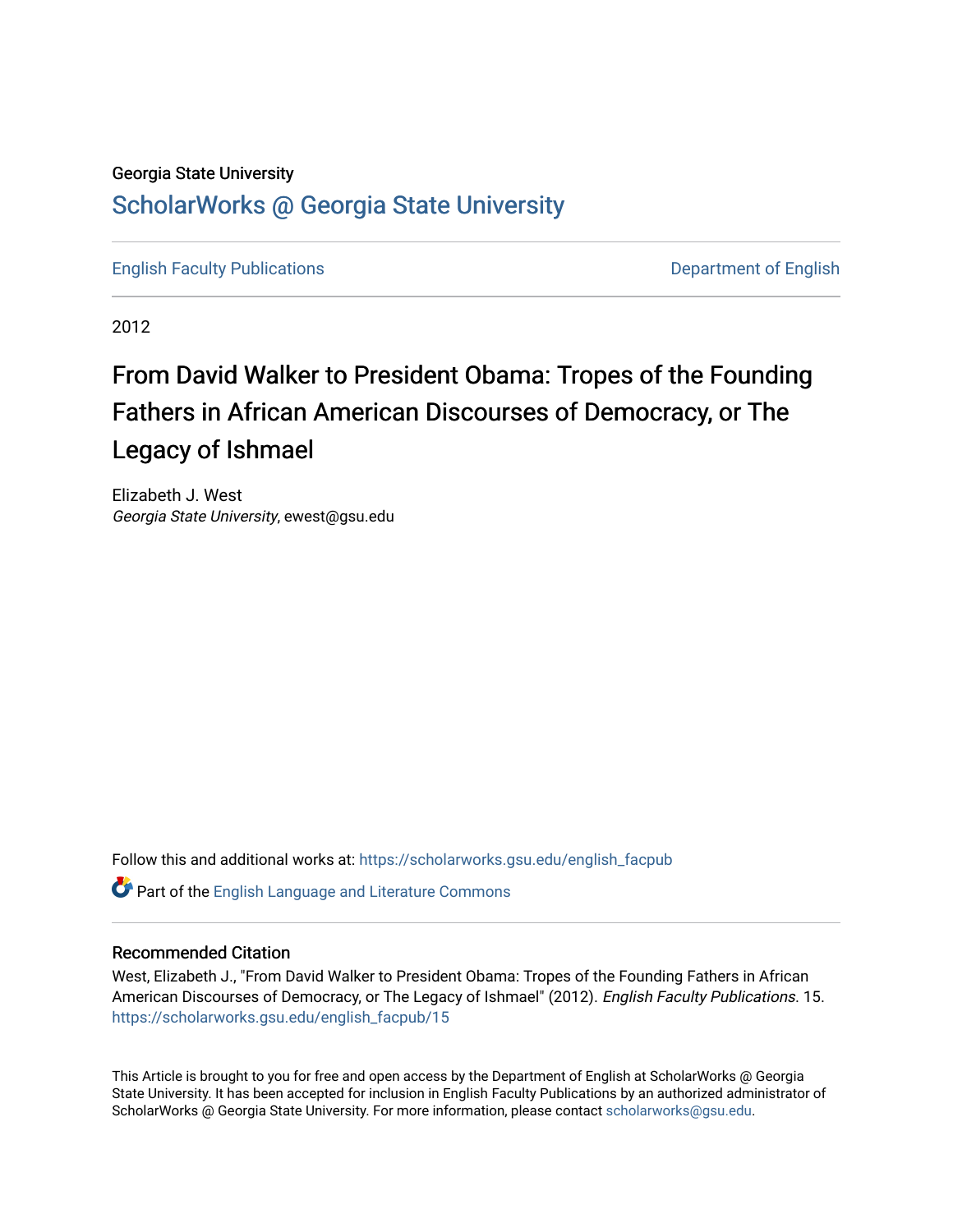Georgia State University

# ScholarWorks @ Georgia State University

English Faculty Publications

Department of English

2012

# From David Walker to President Obama: Tropes of the Founding Fathers in African American Discourses of Democracy, or The Legacy of Ishmael

Elizabeth J. West
*Georgia State University*, ewest@gsu.edu

Follow this and additional works at: https://scholarworks.gsu.edu/english_facpub

Part of the English Language and Literature Commons

## Recommended Citation

West, Elizabeth J., "From David Walker to President Obama: Tropes of the Founding Fathers in African American Discourses of Democracy, or The Legacy of Ishmael" (2012). *English Faculty Publications*. 15.
https://scholarworks.gsu.edu/english_facpub/15

This Article is brought to you for free and open access by the Department of English at ScholarWorks @ Georgia State University. It has been accepted for inclusion in English Faculty Publications by an authorized administrator of ScholarWorks @ Georgia State University. For more information, please contact scholarworks@gsu.edu.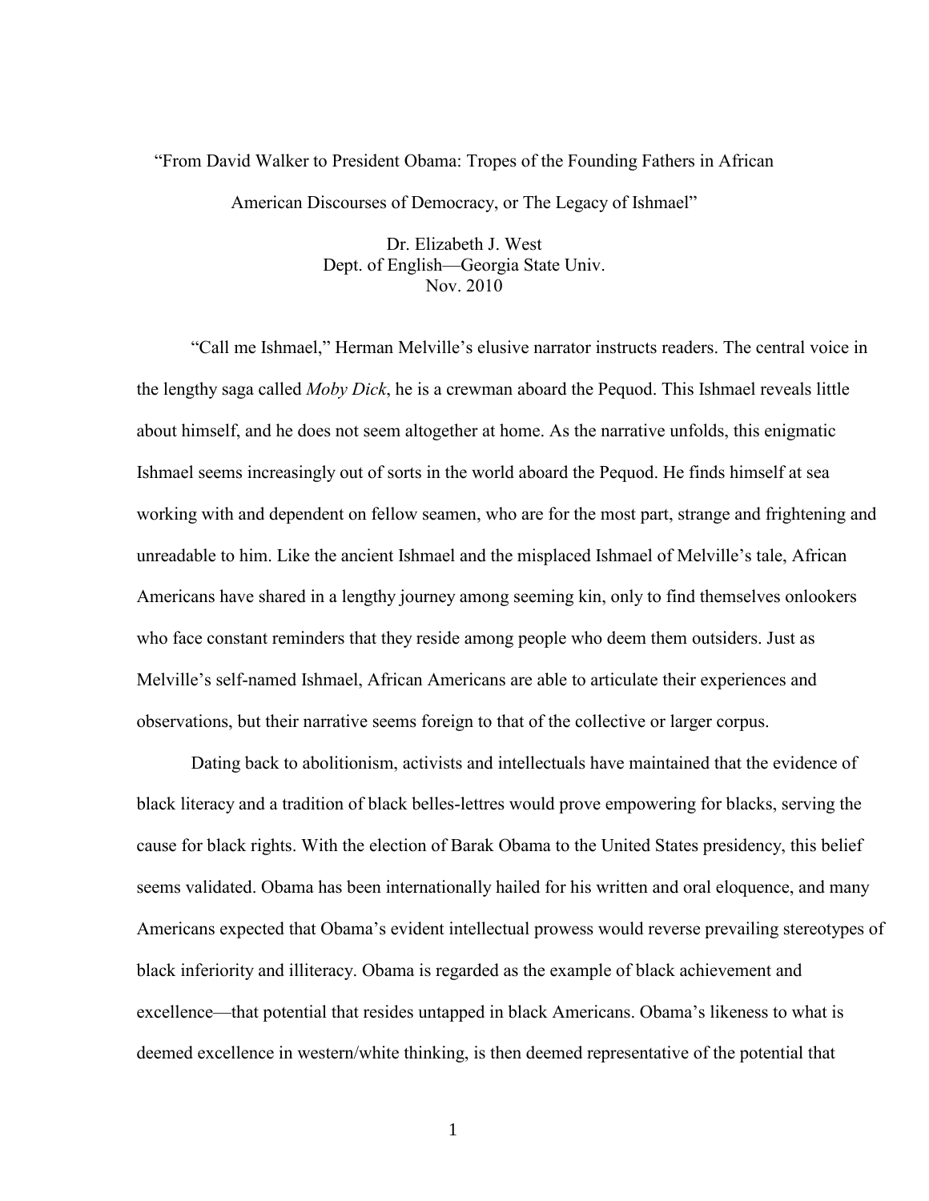"From David Walker to President Obama: Tropes of the Founding Fathers in African American Discourses of Democracy, or The Legacy of Ishmael"

Dr. Elizabeth J. West
Dept. of English—Georgia State Univ.
Nov. 2010

"Call me Ishmael," Herman Melville's elusive narrator instructs readers. The central voice in the lengthy saga called *Moby Dick*, he is a crewman aboard the Pequod. This Ishmael reveals little about himself, and he does not seem altogether at home. As the narrative unfolds, this enigmatic Ishmael seems increasingly out of sorts in the world aboard the Pequod. He finds himself at sea working with and dependent on fellow seamen, who are for the most part, strange and frightening and unreadable to him. Like the ancient Ishmael and the misplaced Ishmael of Melville's tale, African Americans have shared in a lengthy journey among seeming kin, only to find themselves onlookers who face constant reminders that they reside among people who deem them outsiders. Just as Melville's self-named Ishmael, African Americans are able to articulate their experiences and observations, but their narrative seems foreign to that of the collective or larger corpus.

Dating back to abolitionism, activists and intellectuals have maintained that the evidence of black literacy and a tradition of black belles-lettres would prove empowering for blacks, serving the cause for black rights. With the election of Barak Obama to the United States presidency, this belief seems validated. Obama has been internationally hailed for his written and oral eloquence, and many Americans expected that Obama's evident intellectual prowess would reverse prevailing stereotypes of black inferiority and illiteracy. Obama is regarded as the example of black achievement and excellence—that potential that resides untapped in black Americans. Obama's likeness to what is deemed excellence in western/white thinking, is then deemed representative of the potential that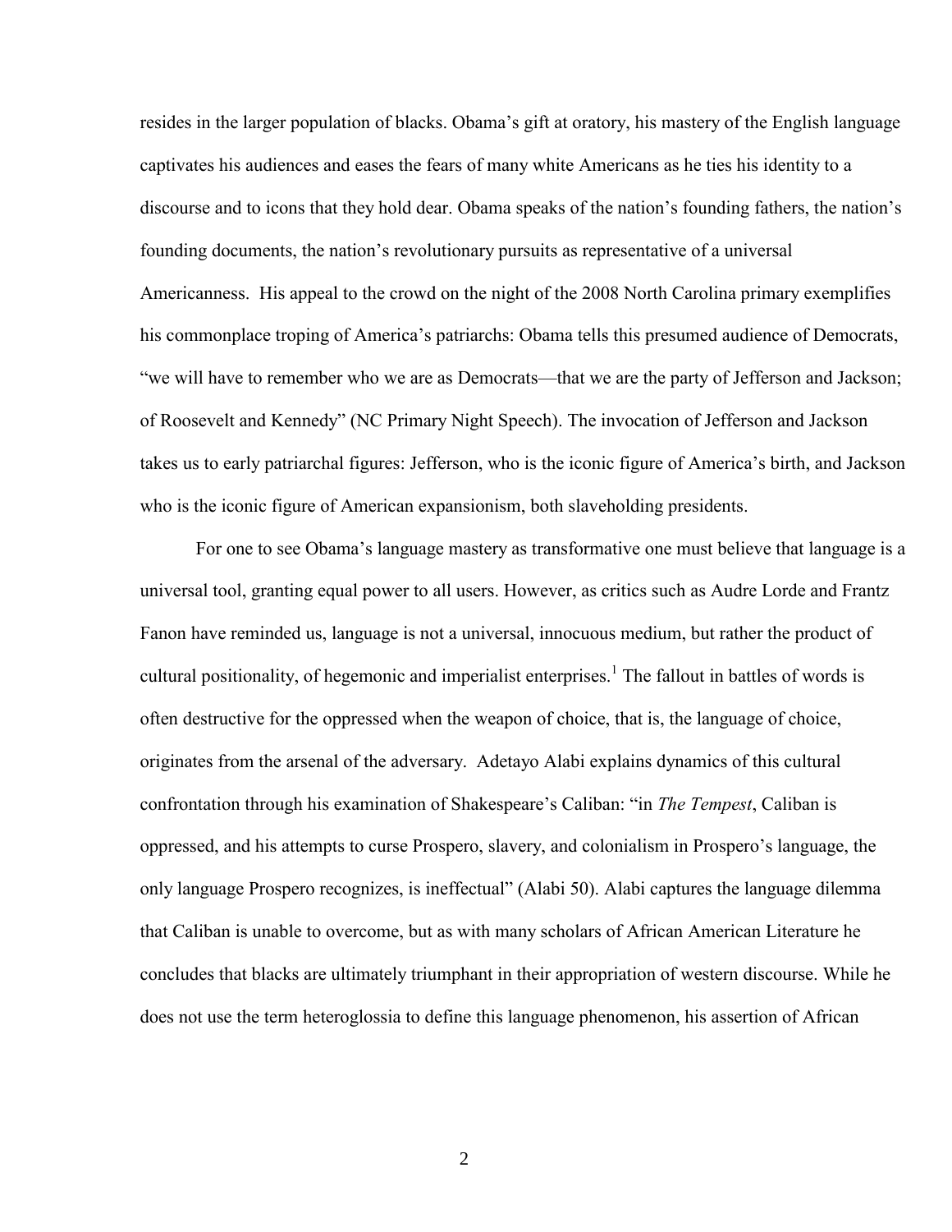resides in the larger population of blacks. Obama's gift at oratory, his mastery of the English language captivates his audiences and eases the fears of many white Americans as he ties his identity to a discourse and to icons that they hold dear. Obama speaks of the nation's founding fathers, the nation's founding documents, the nation's revolutionary pursuits as representative of a universal Americanness. His appeal to the crowd on the night of the 2008 North Carolina primary exemplifies his commonplace troping of America's patriarchs: Obama tells this presumed audience of Democrats, "we will have to remember who we are as Democrats—that we are the party of Jefferson and Jackson; of Roosevelt and Kennedy" (NC Primary Night Speech). The invocation of Jefferson and Jackson takes us to early patriarchal figures: Jefferson, who is the iconic figure of America's birth, and Jackson who is the iconic figure of American expansionism, both slaveholding presidents.

For one to see Obama's language mastery as transformative one must believe that language is a universal tool, granting equal power to all users. However, as critics such as Audre Lorde and Frantz Fanon have reminded us, language is not a universal, innocuous medium, but rather the product of cultural positionality, of hegemonic and imperialist enterprises.[1] The fallout in battles of words is often destructive for the oppressed when the weapon of choice, that is, the language of choice, originates from the arsenal of the adversary. Adetayo Alabi explains dynamics of this cultural confrontation through his examination of Shakespeare's Caliban: "in *The Tempest*, Caliban is oppressed, and his attempts to curse Prospero, slavery, and colonialism in Prospero's language, the only language Prospero recognizes, is ineffectual" (Alabi 50). Alabi captures the language dilemma that Caliban is unable to overcome, but as with many scholars of African American Literature he concludes that blacks are ultimately triumphant in their appropriation of western discourse. While he does not use the term heteroglossia to define this language phenomenon, his assertion of African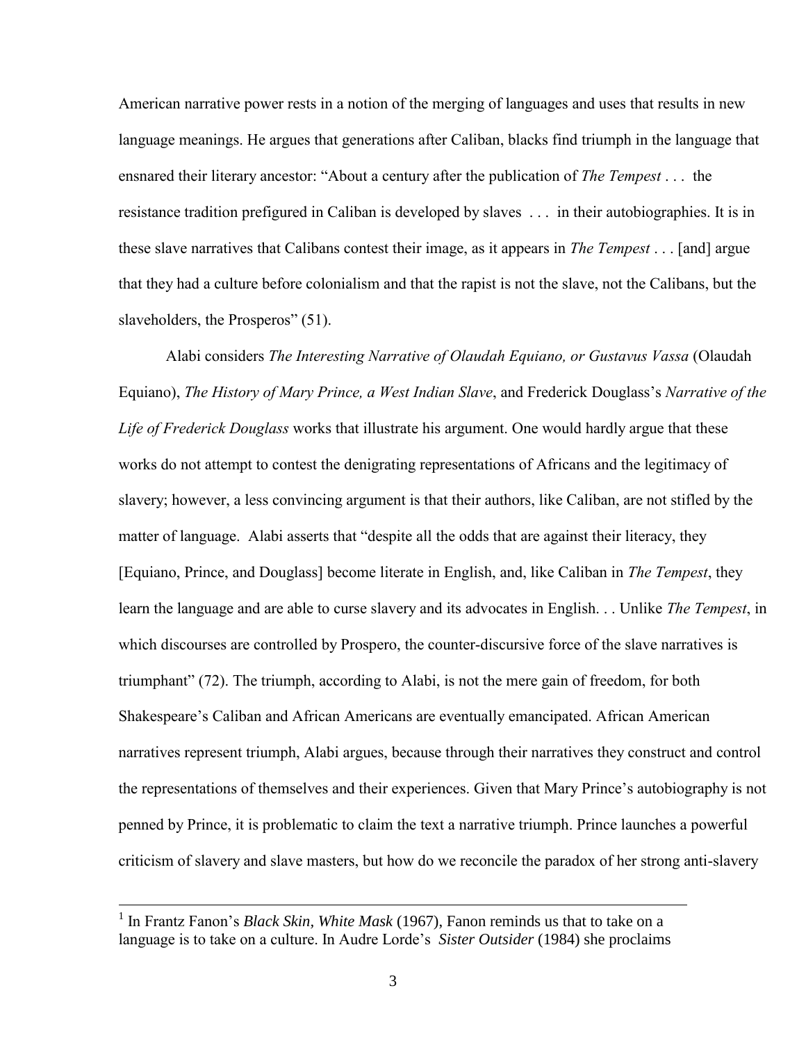American narrative power rests in a notion of the merging of languages and uses that results in new language meanings. He argues that generations after Caliban, blacks find triumph in the language that ensnared their literary ancestor: "About a century after the publication of *The Tempest* . . . the resistance tradition prefigured in Caliban is developed by slaves . . . in their autobiographies. It is in these slave narratives that Calibans contest their image, as it appears in *The Tempest* . . . [and] argue that they had a culture before colonialism and that the rapist is not the slave, not the Calibans, but the slaveholders, the Prosperos" (51).

Alabi considers *The Interesting Narrative of Olaudah Equiano, or Gustavus Vassa* (Olaudah Equiano), *The History of Mary Prince, a West Indian Slave*, and Frederick Douglass's *Narrative of the Life of Frederick Douglass* works that illustrate his argument. One would hardly argue that these works do not attempt to contest the denigrating representations of Africans and the legitimacy of slavery; however, a less convincing argument is that their authors, like Caliban, are not stifled by the matter of language. Alabi asserts that "despite all the odds that are against their literacy, they [Equiano, Prince, and Douglass] become literate in English, and, like Caliban in *The Tempest*, they learn the language and are able to curse slavery and its advocates in English. . . Unlike *The Tempest*, in which discourses are controlled by Prospero, the counter-discursive force of the slave narratives is triumphant" (72). The triumph, according to Alabi, is not the mere gain of freedom, for both Shakespeare's Caliban and African Americans are eventually emancipated. African American narratives represent triumph, Alabi argues, because through their narratives they construct and control the representations of themselves and their experiences. Given that Mary Prince's autobiography is not penned by Prince, it is problematic to claim the text a narrative triumph. Prince launches a powerful criticism of slavery and slave masters, but how do we reconcile the paradox of her strong anti-slavery

---

[1] In Frantz Fanon's *Black Skin, White Mask* (1967), Fanon reminds us that to take on a language is to take on a culture. In Audre Lorde's *Sister Outsider* (1984) she proclaims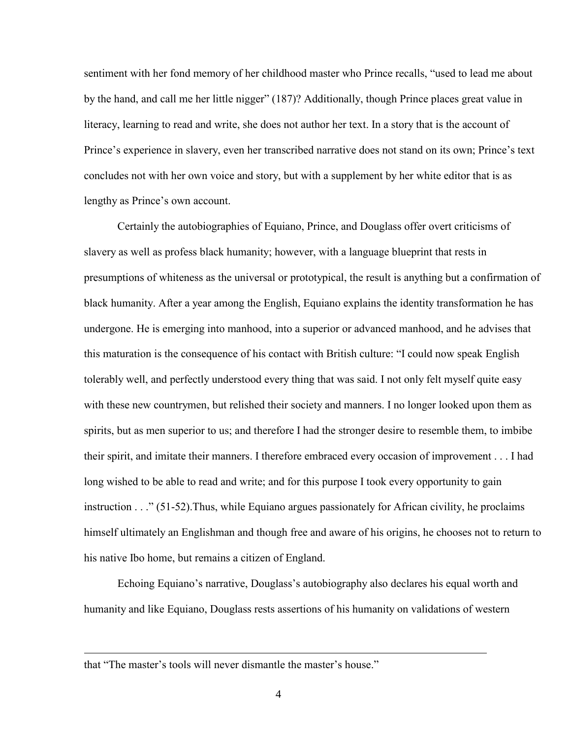sentiment with her fond memory of her childhood master who Prince recalls, "used to lead me about by the hand, and call me her little nigger" (187)? Additionally, though Prince places great value in literacy, learning to read and write, she does not author her text. In a story that is the account of Prince's experience in slavery, even her transcribed narrative does not stand on its own; Prince's text concludes not with her own voice and story, but with a supplement by her white editor that is as lengthy as Prince's own account.

Certainly the autobiographies of Equiano, Prince, and Douglass offer overt criticisms of slavery as well as profess black humanity; however, with a language blueprint that rests in presumptions of whiteness as the universal or prototypical, the result is anything but a confirmation of black humanity. After a year among the English, Equiano explains the identity transformation he has undergone. He is emerging into manhood, into a superior or advanced manhood, and he advises that this maturation is the consequence of his contact with British culture: "I could now speak English tolerably well, and perfectly understood every thing that was said. I not only felt myself quite easy with these new countrymen, but relished their society and manners. I no longer looked upon them as spirits, but as men superior to us; and therefore I had the stronger desire to resemble them, to imbibe their spirit, and imitate their manners. I therefore embraced every occasion of improvement . . . I had long wished to be able to read and write; and for this purpose I took every opportunity to gain instruction . . ." (51-52).Thus, while Equiano argues passionately for African civility, he proclaims himself ultimately an Englishman and though free and aware of his origins, he chooses not to return to his native Ibo home, but remains a citizen of England.

Echoing Equiano's narrative, Douglass's autobiography also declares his equal worth and humanity and like Equiano, Douglass rests assertions of his humanity on validations of western

---

that "The master's tools will never dismantle the master's house."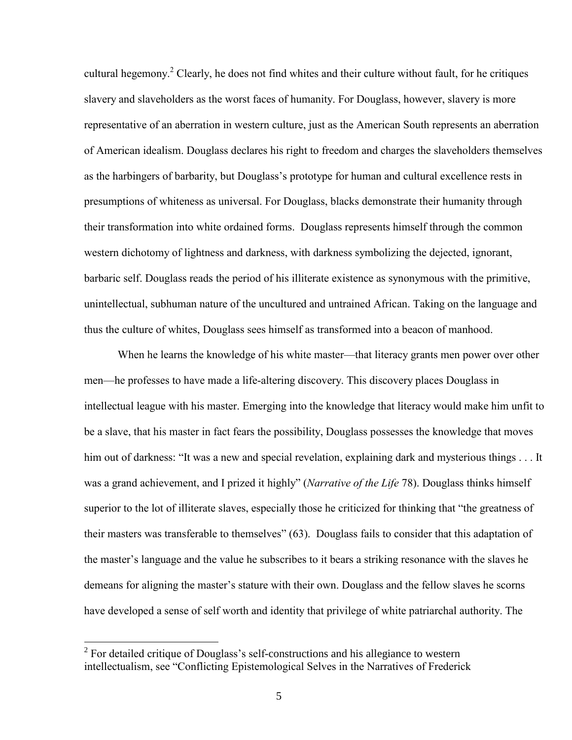cultural hegemony.[2] Clearly, he does not find whites and their culture without fault, for he critiques slavery and slaveholders as the worst faces of humanity. For Douglass, however, slavery is more representative of an aberration in western culture, just as the American South represents an aberration of American idealism. Douglass declares his right to freedom and charges the slaveholders themselves as the harbingers of barbarity, but Douglass's prototype for human and cultural excellence rests in presumptions of whiteness as universal. For Douglass, blacks demonstrate their humanity through their transformation into white ordained forms. Douglass represents himself through the common western dichotomy of lightness and darkness, with darkness symbolizing the dejected, ignorant, barbaric self. Douglass reads the period of his illiterate existence as synonymous with the primitive, unintellectual, subhuman nature of the uncultured and untrained African. Taking on the language and thus the culture of whites, Douglass sees himself as transformed into a beacon of manhood.

When he learns the knowledge of his white master—that literacy grants men power over other men—he professes to have made a life-altering discovery. This discovery places Douglass in intellectual league with his master. Emerging into the knowledge that literacy would make him unfit to be a slave, that his master in fact fears the possibility, Douglass possesses the knowledge that moves him out of darkness: "It was a new and special revelation, explaining dark and mysterious things . . . It was a grand achievement, and I prized it highly" (*Narrative of the Life* 78). Douglass thinks himself superior to the lot of illiterate slaves, especially those he criticized for thinking that "the greatness of their masters was transferable to themselves" (63). Douglass fails to consider that this adaptation of the master's language and the value he subscribes to it bears a striking resonance with the slaves he demeans for aligning the master's stature with their own. Douglass and the fellow slaves he scorns have developed a sense of self worth and identity that privilege of white patriarchal authority. The

[2] For detailed critique of Douglass's self-constructions and his allegiance to western intellectualism, see "Conflicting Epistemological Selves in the Narratives of Frederick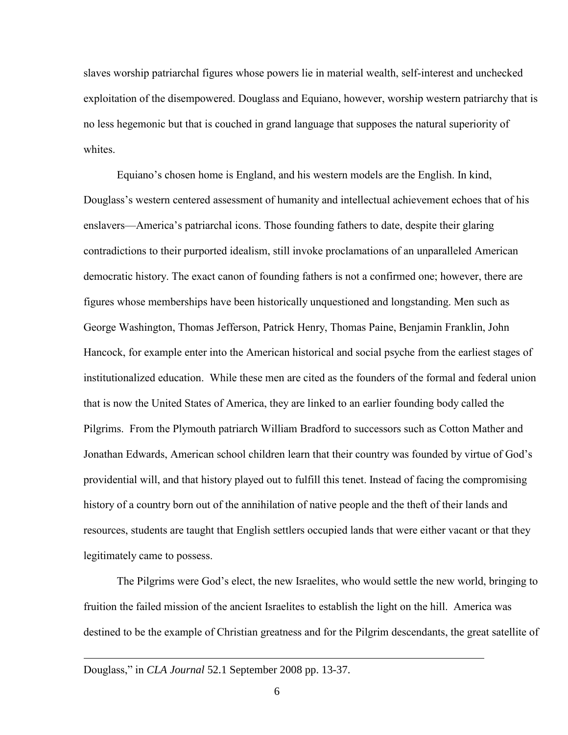slaves worship patriarchal figures whose powers lie in material wealth, self-interest and unchecked exploitation of the disempowered. Douglass and Equiano, however, worship western patriarchy that is no less hegemonic but that is couched in grand language that supposes the natural superiority of whites.

Equiano's chosen home is England, and his western models are the English. In kind, Douglass's western centered assessment of humanity and intellectual achievement echoes that of his enslavers—America's patriarchal icons. Those founding fathers to date, despite their glaring contradictions to their purported idealism, still invoke proclamations of an unparalleled American democratic history. The exact canon of founding fathers is not a confirmed one; however, there are figures whose memberships have been historically unquestioned and longstanding. Men such as George Washington, Thomas Jefferson, Patrick Henry, Thomas Paine, Benjamin Franklin, John Hancock, for example enter into the American historical and social psyche from the earliest stages of institutionalized education. While these men are cited as the founders of the formal and federal union that is now the United States of America, they are linked to an earlier founding body called the Pilgrims. From the Plymouth patriarch William Bradford to successors such as Cotton Mather and Jonathan Edwards, American school children learn that their country was founded by virtue of God's providential will, and that history played out to fulfill this tenet. Instead of facing the compromising history of a country born out of the annihilation of native people and the theft of their lands and resources, students are taught that English settlers occupied lands that were either vacant or that they legitimately came to possess.

The Pilgrims were God's elect, the new Israelites, who would settle the new world, bringing to fruition the failed mission of the ancient Israelites to establish the light on the hill. America was destined to be the example of Christian greatness and for the Pilgrim descendants, the great satellite of

---

Douglass," in *CLA Journal* 52.1 September 2008 pp. 13-37.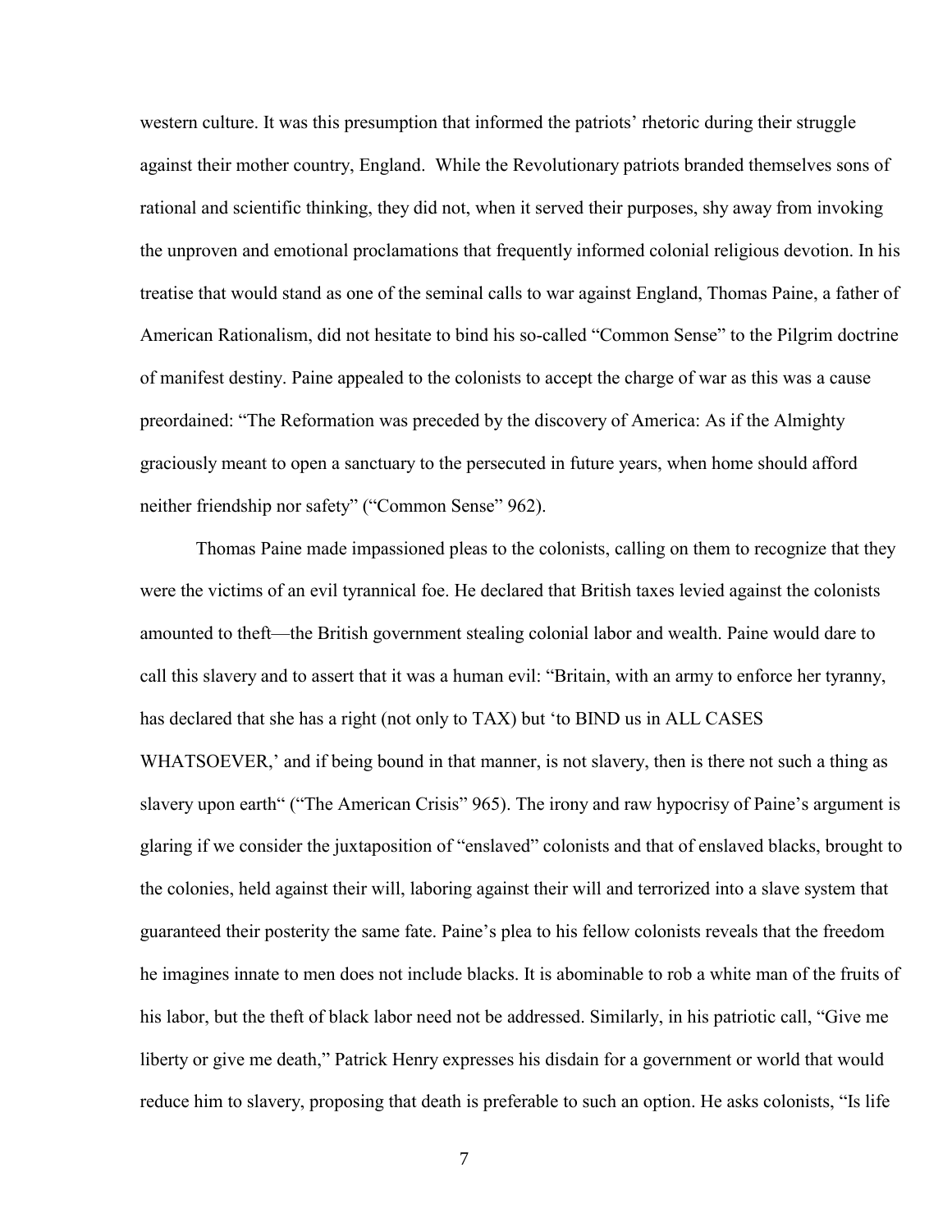western culture. It was this presumption that informed the patriots' rhetoric during their struggle against their mother country, England. While the Revolutionary patriots branded themselves sons of rational and scientific thinking, they did not, when it served their purposes, shy away from invoking the unproven and emotional proclamations that frequently informed colonial religious devotion. In his treatise that would stand as one of the seminal calls to war against England, Thomas Paine, a father of American Rationalism, did not hesitate to bind his so-called "Common Sense" to the Pilgrim doctrine of manifest destiny. Paine appealed to the colonists to accept the charge of war as this was a cause preordained: "The Reformation was preceded by the discovery of America: As if the Almighty graciously meant to open a sanctuary to the persecuted in future years, when home should afford neither friendship nor safety" ("Common Sense" 962).

Thomas Paine made impassioned pleas to the colonists, calling on them to recognize that they were the victims of an evil tyrannical foe. He declared that British taxes levied against the colonists amounted to theft—the British government stealing colonial labor and wealth. Paine would dare to call this slavery and to assert that it was a human evil: "Britain, with an army to enforce her tyranny, has declared that she has a right (not only to TAX) but 'to BIND us in ALL CASES WHATSOEVER,' and if being bound in that manner, is not slavery, then is there not such a thing as slavery upon earth" ("The American Crisis" 965). The irony and raw hypocrisy of Paine's argument is glaring if we consider the juxtaposition of "enslaved" colonists and that of enslaved blacks, brought to the colonies, held against their will, laboring against their will and terrorized into a slave system that guaranteed their posterity the same fate. Paine's plea to his fellow colonists reveals that the freedom he imagines innate to men does not include blacks. It is abominable to rob a white man of the fruits of his labor, but the theft of black labor need not be addressed. Similarly, in his patriotic call, "Give me liberty or give me death," Patrick Henry expresses his disdain for a government or world that would reduce him to slavery, proposing that death is preferable to such an option. He asks colonists, "Is life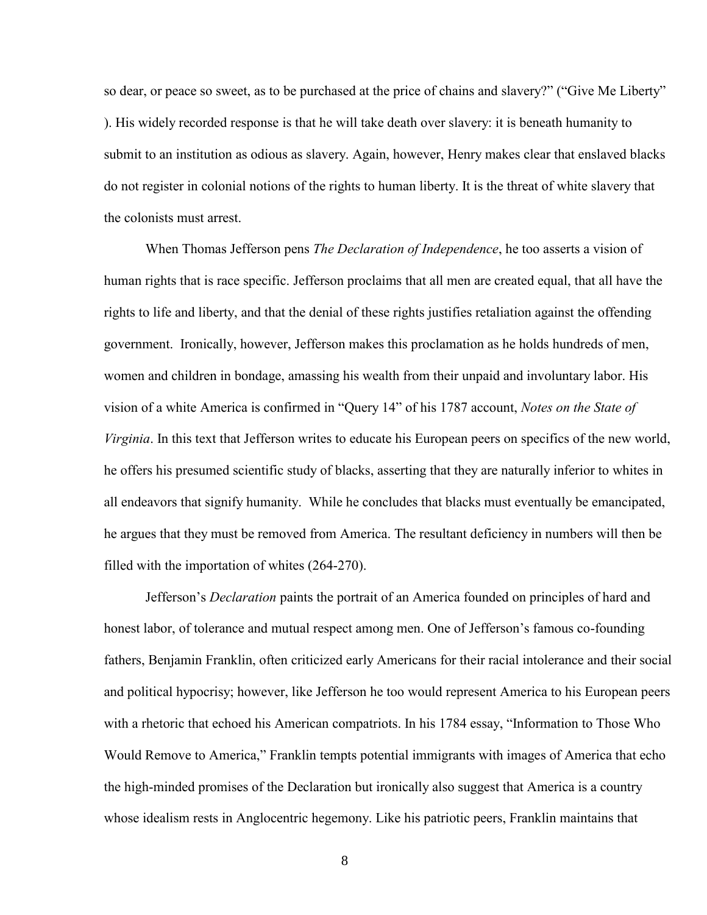so dear, or peace so sweet, as to be purchased at the price of chains and slavery?" ("Give Me Liberty" ). His widely recorded response is that he will take death over slavery: it is beneath humanity to submit to an institution as odious as slavery. Again, however, Henry makes clear that enslaved blacks do not register in colonial notions of the rights to human liberty. It is the threat of white slavery that the colonists must arrest.

When Thomas Jefferson pens *The Declaration of Independence*, he too asserts a vision of human rights that is race specific. Jefferson proclaims that all men are created equal, that all have the rights to life and liberty, and that the denial of these rights justifies retaliation against the offending government. Ironically, however, Jefferson makes this proclamation as he holds hundreds of men, women and children in bondage, amassing his wealth from their unpaid and involuntary labor. His vision of a white America is confirmed in "Query 14" of his 1787 account, *Notes on the State of Virginia*. In this text that Jefferson writes to educate his European peers on specifics of the new world, he offers his presumed scientific study of blacks, asserting that they are naturally inferior to whites in all endeavors that signify humanity. While he concludes that blacks must eventually be emancipated, he argues that they must be removed from America. The resultant deficiency in numbers will then be filled with the importation of whites (264-270).

Jefferson's *Declaration* paints the portrait of an America founded on principles of hard and honest labor, of tolerance and mutual respect among men. One of Jefferson's famous co-founding fathers, Benjamin Franklin, often criticized early Americans for their racial intolerance and their social and political hypocrisy; however, like Jefferson he too would represent America to his European peers with a rhetoric that echoed his American compatriots. In his 1784 essay, "Information to Those Who Would Remove to America," Franklin tempts potential immigrants with images of America that echo the high-minded promises of the Declaration but ironically also suggest that America is a country whose idealism rests in Anglocentric hegemony. Like his patriotic peers, Franklin maintains that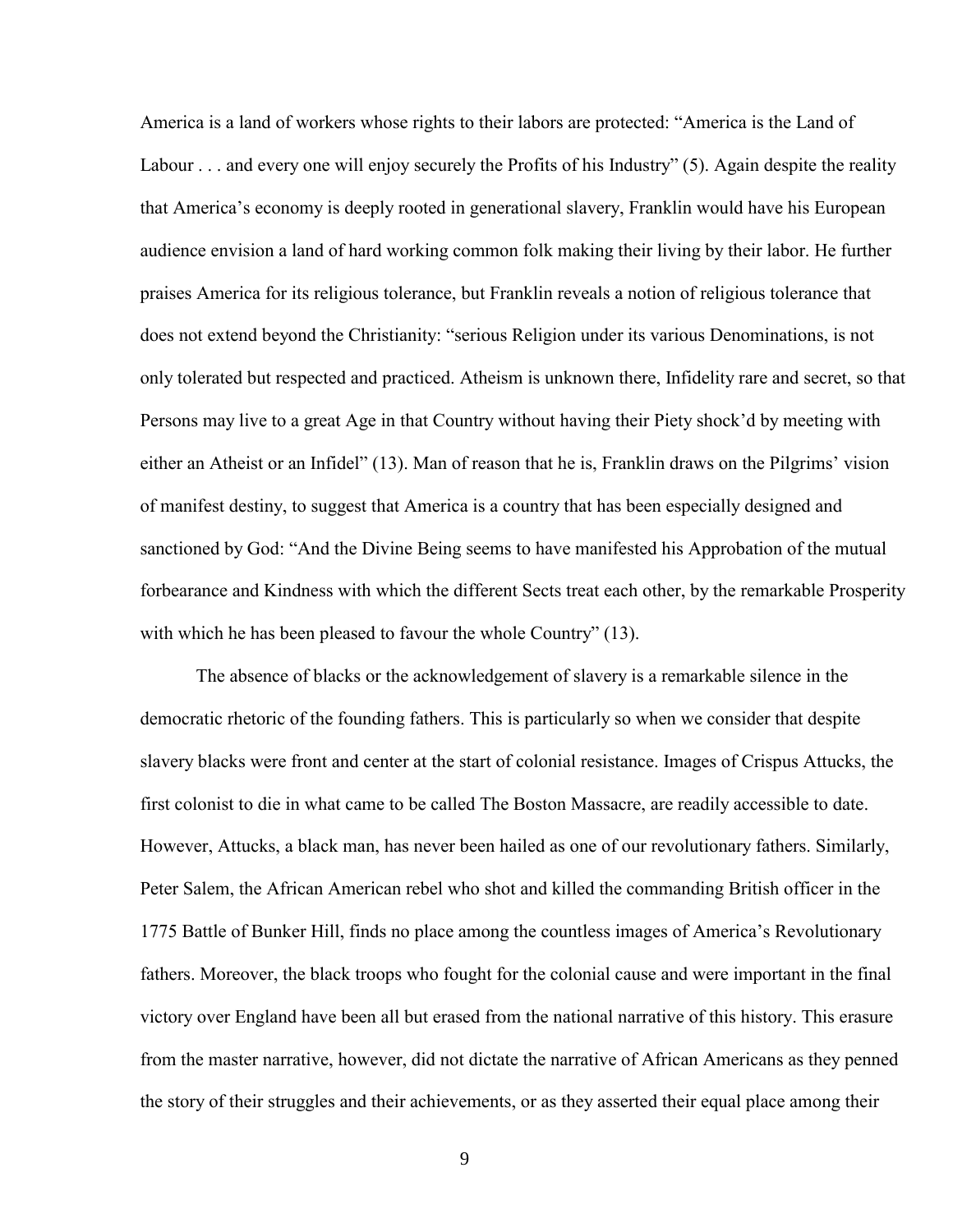America is a land of workers whose rights to their labors are protected: "America is the Land of Labour . . . and every one will enjoy securely the Profits of his Industry" (5). Again despite the reality that America's economy is deeply rooted in generational slavery, Franklin would have his European audience envision a land of hard working common folk making their living by their labor. He further praises America for its religious tolerance, but Franklin reveals a notion of religious tolerance that does not extend beyond the Christianity: "serious Religion under its various Denominations, is not only tolerated but respected and practiced. Atheism is unknown there, Infidelity rare and secret, so that Persons may live to a great Age in that Country without having their Piety shock'd by meeting with either an Atheist or an Infidel" (13). Man of reason that he is, Franklin draws on the Pilgrims' vision of manifest destiny, to suggest that America is a country that has been especially designed and sanctioned by God: "And the Divine Being seems to have manifested his Approbation of the mutual forbearance and Kindness with which the different Sects treat each other, by the remarkable Prosperity with which he has been pleased to favour the whole Country" (13).

The absence of blacks or the acknowledgement of slavery is a remarkable silence in the democratic rhetoric of the founding fathers. This is particularly so when we consider that despite slavery blacks were front and center at the start of colonial resistance. Images of Crispus Attucks, the first colonist to die in what came to be called The Boston Massacre, are readily accessible to date. However, Attucks, a black man, has never been hailed as one of our revolutionary fathers. Similarly, Peter Salem, the African American rebel who shot and killed the commanding British officer in the 1775 Battle of Bunker Hill, finds no place among the countless images of America's Revolutionary fathers. Moreover, the black troops who fought for the colonial cause and were important in the final victory over England have been all but erased from the national narrative of this history. This erasure from the master narrative, however, did not dictate the narrative of African Americans as they penned the story of their struggles and their achievements, or as they asserted their equal place among their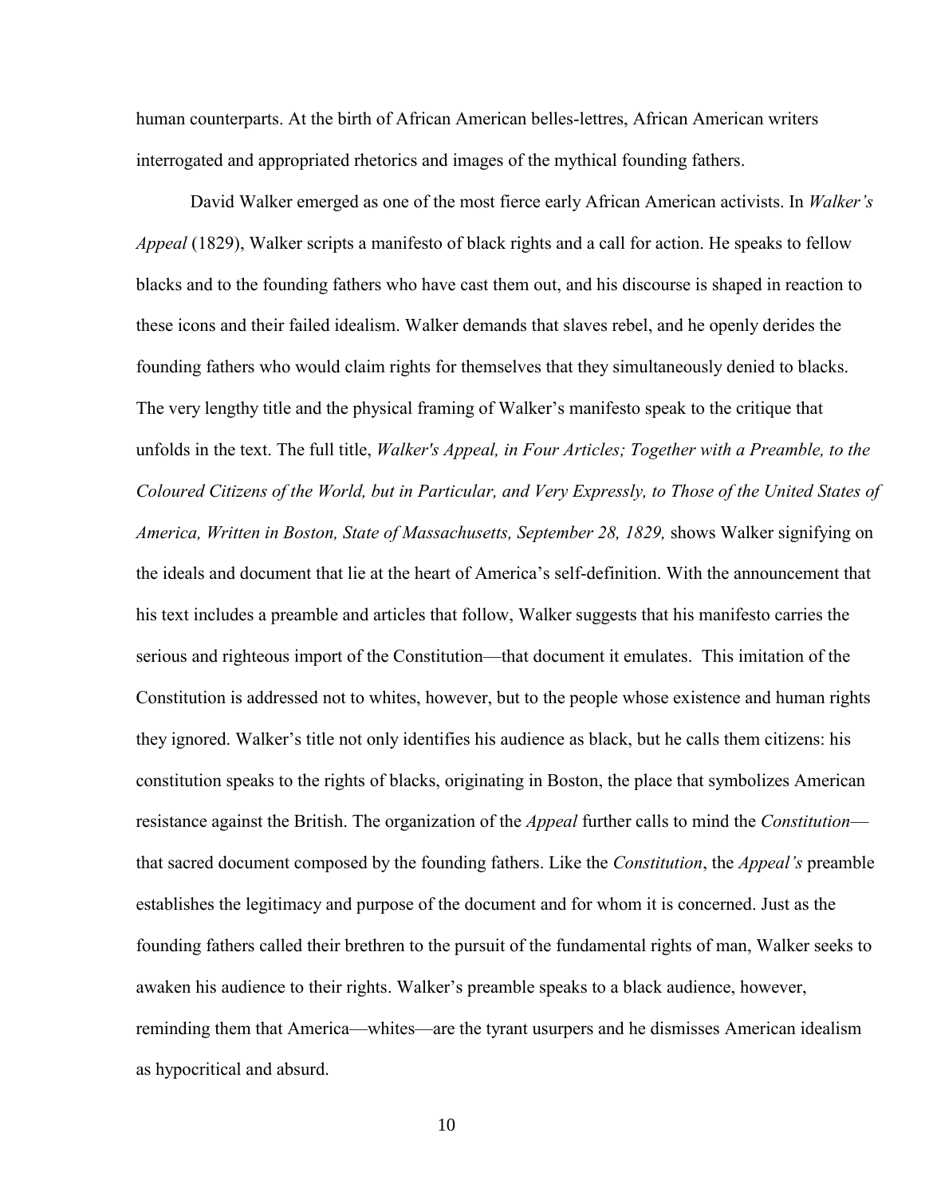human counterparts. At the birth of African American belles-lettres, African American writers interrogated and appropriated rhetorics and images of the mythical founding fathers.

David Walker emerged as one of the most fierce early African American activists. In *Walker's Appeal* (1829), Walker scripts a manifesto of black rights and a call for action. He speaks to fellow blacks and to the founding fathers who have cast them out, and his discourse is shaped in reaction to these icons and their failed idealism. Walker demands that slaves rebel, and he openly derides the founding fathers who would claim rights for themselves that they simultaneously denied to blacks. The very lengthy title and the physical framing of Walker's manifesto speak to the critique that unfolds in the text. The full title, *Walker's Appeal, in Four Articles; Together with a Preamble, to the Coloured Citizens of the World, but in Particular, and Very Expressly, to Those of the United States of America, Written in Boston, State of Massachusetts, September 28, 1829,* shows Walker signifying on the ideals and document that lie at the heart of America's self-definition. With the announcement that his text includes a preamble and articles that follow, Walker suggests that his manifesto carries the serious and righteous import of the Constitution—that document it emulates. This imitation of the Constitution is addressed not to whites, however, but to the people whose existence and human rights they ignored. Walker's title not only identifies his audience as black, but he calls them citizens: his constitution speaks to the rights of blacks, originating in Boston, the place that symbolizes American resistance against the British. The organization of the *Appeal* further calls to mind the *Constitution*—that sacred document composed by the founding fathers. Like the *Constitution*, the *Appeal's* preamble establishes the legitimacy and purpose of the document and for whom it is concerned. Just as the founding fathers called their brethren to the pursuit of the fundamental rights of man, Walker seeks to awaken his audience to their rights. Walker's preamble speaks to a black audience, however, reminding them that America—whites—are the tyrant usurpers and he dismisses American idealism as hypocritical and absurd.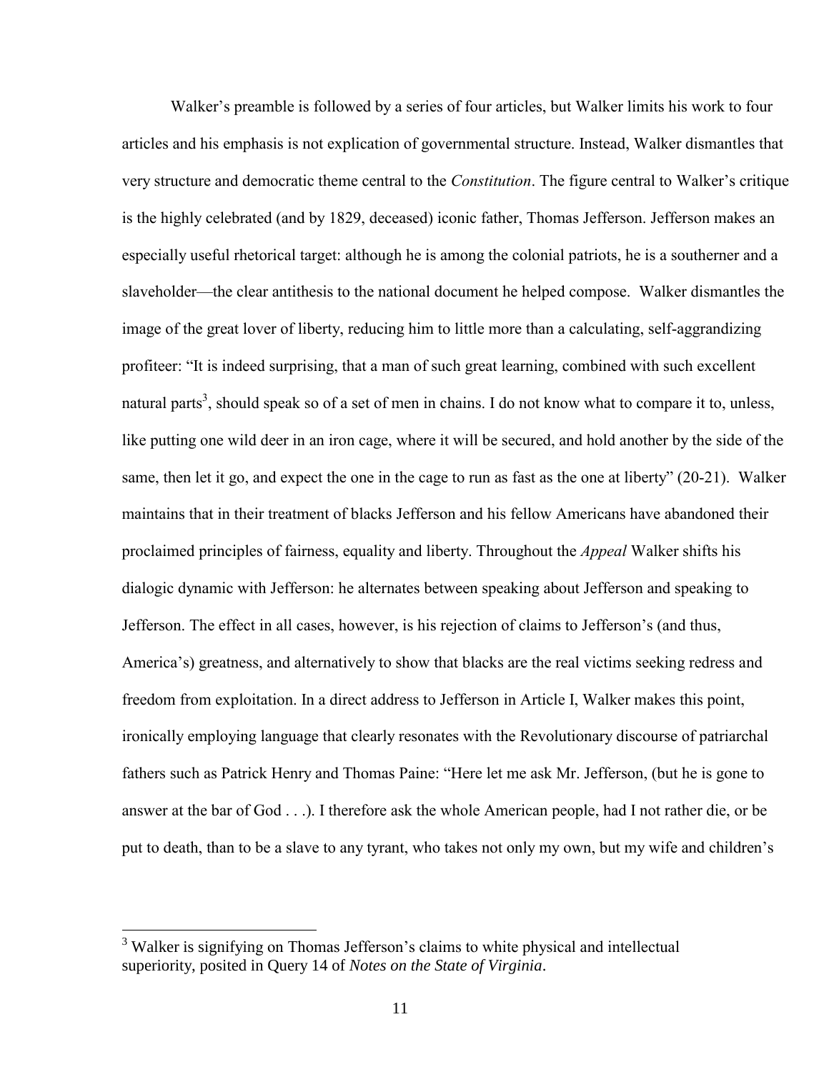Walker's preamble is followed by a series of four articles, but Walker limits his work to four articles and his emphasis is not explication of governmental structure. Instead, Walker dismantles that very structure and democratic theme central to the *Constitution*. The figure central to Walker's critique is the highly celebrated (and by 1829, deceased) iconic father, Thomas Jefferson. Jefferson makes an especially useful rhetorical target: although he is among the colonial patriots, he is a southerner and a slaveholder—the clear antithesis to the national document he helped compose. Walker dismantles the image of the great lover of liberty, reducing him to little more than a calculating, self-aggrandizing profiteer: "It is indeed surprising, that a man of such great learning, combined with such excellent natural parts[3], should speak so of a set of men in chains. I do not know what to compare it to, unless, like putting one wild deer in an iron cage, where it will be secured, and hold another by the side of the same, then let it go, and expect the one in the cage to run as fast as the one at liberty" (20-21). Walker maintains that in their treatment of blacks Jefferson and his fellow Americans have abandoned their proclaimed principles of fairness, equality and liberty. Throughout the *Appeal* Walker shifts his dialogic dynamic with Jefferson: he alternates between speaking about Jefferson and speaking to Jefferson. The effect in all cases, however, is his rejection of claims to Jefferson's (and thus, America's) greatness, and alternatively to show that blacks are the real victims seeking redress and freedom from exploitation. In a direct address to Jefferson in Article I, Walker makes this point, ironically employing language that clearly resonates with the Revolutionary discourse of patriarchal fathers such as Patrick Henry and Thomas Paine: "Here let me ask Mr. Jefferson, (but he is gone to answer at the bar of God . . .). I therefore ask the whole American people, had I not rather die, or be put to death, than to be a slave to any tyrant, who takes not only my own, but my wife and children's

---

[3] Walker is signifying on Thomas Jefferson's claims to white physical and intellectual superiority, posited in Query 14 of *Notes on the State of Virginia*.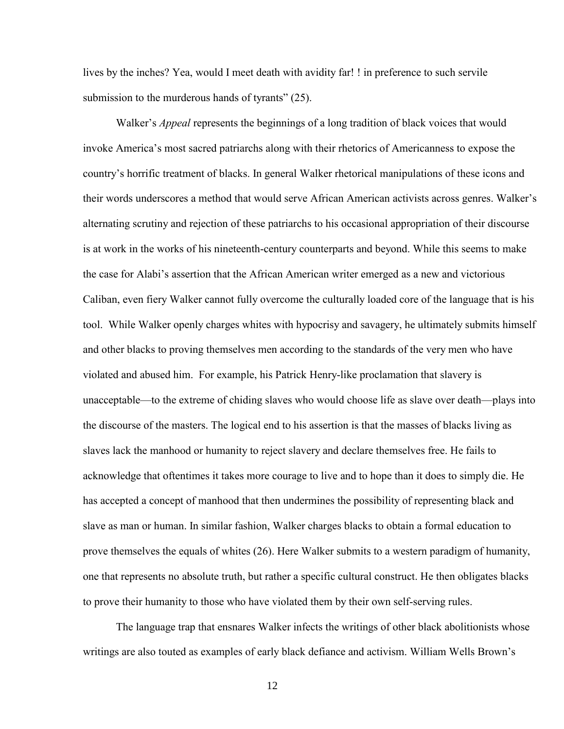lives by the inches? Yea, would I meet death with avidity far! ! in preference to such servile submission to the murderous hands of tyrants" (25).

Walker's *Appeal* represents the beginnings of a long tradition of black voices that would invoke America's most sacred patriarchs along with their rhetorics of Americanness to expose the country's horrific treatment of blacks. In general Walker rhetorical manipulations of these icons and their words underscores a method that would serve African American activists across genres. Walker's alternating scrutiny and rejection of these patriarchs to his occasional appropriation of their discourse is at work in the works of his nineteenth-century counterparts and beyond. While this seems to make the case for Alabi's assertion that the African American writer emerged as a new and victorious Caliban, even fiery Walker cannot fully overcome the culturally loaded core of the language that is his tool. While Walker openly charges whites with hypocrisy and savagery, he ultimately submits himself and other blacks to proving themselves men according to the standards of the very men who have violated and abused him. For example, his Patrick Henry-like proclamation that slavery is unacceptable—to the extreme of chiding slaves who would choose life as slave over death—plays into the discourse of the masters. The logical end to his assertion is that the masses of blacks living as slaves lack the manhood or humanity to reject slavery and declare themselves free. He fails to acknowledge that oftentimes it takes more courage to live and to hope than it does to simply die. He has accepted a concept of manhood that then undermines the possibility of representing black and slave as man or human. In similar fashion, Walker charges blacks to obtain a formal education to prove themselves the equals of whites (26). Here Walker submits to a western paradigm of humanity, one that represents no absolute truth, but rather a specific cultural construct. He then obligates blacks to prove their humanity to those who have violated them by their own self-serving rules.

The language trap that ensnares Walker infects the writings of other black abolitionists whose writings are also touted as examples of early black defiance and activism. William Wells Brown's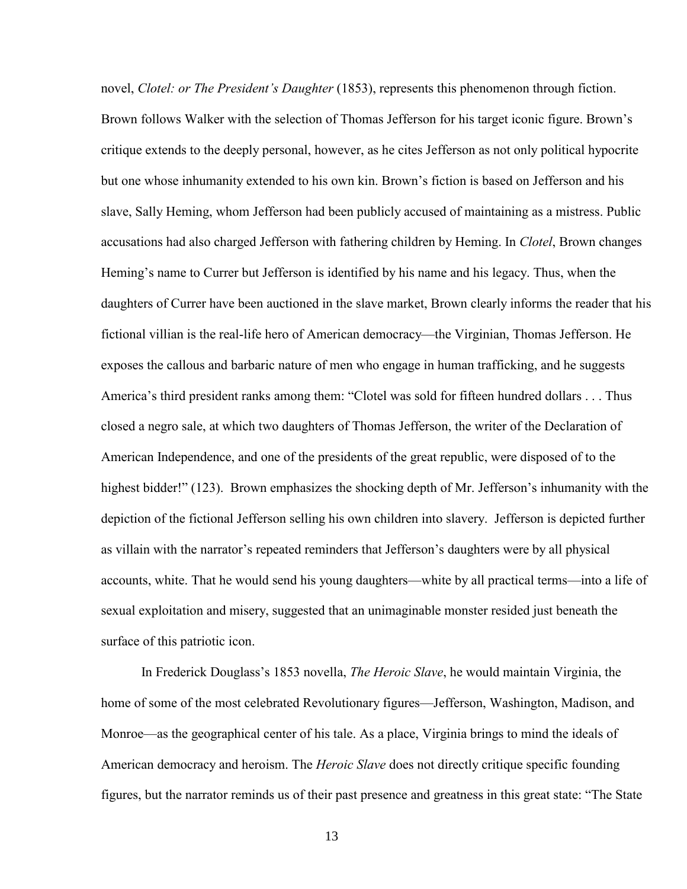novel, *Clotel: or The President's Daughter* (1853), represents this phenomenon through fiction. Brown follows Walker with the selection of Thomas Jefferson for his target iconic figure. Brown's critique extends to the deeply personal, however, as he cites Jefferson as not only political hypocrite but one whose inhumanity extended to his own kin. Brown's fiction is based on Jefferson and his slave, Sally Heming, whom Jefferson had been publicly accused of maintaining as a mistress. Public accusations had also charged Jefferson with fathering children by Heming. In *Clotel*, Brown changes Heming's name to Currer but Jefferson is identified by his name and his legacy. Thus, when the daughters of Currer have been auctioned in the slave market, Brown clearly informs the reader that his fictional villian is the real-life hero of American democracy—the Virginian, Thomas Jefferson. He exposes the callous and barbaric nature of men who engage in human trafficking, and he suggests America's third president ranks among them: "Clotel was sold for fifteen hundred dollars . . . Thus closed a negro sale, at which two daughters of Thomas Jefferson, the writer of the Declaration of American Independence, and one of the presidents of the great republic, were disposed of to the highest bidder!" (123). Brown emphasizes the shocking depth of Mr. Jefferson's inhumanity with the depiction of the fictional Jefferson selling his own children into slavery. Jefferson is depicted further as villain with the narrator's repeated reminders that Jefferson's daughters were by all physical accounts, white. That he would send his young daughters—white by all practical terms—into a life of sexual exploitation and misery, suggested that an unimaginable monster resided just beneath the surface of this patriotic icon.

In Frederick Douglass's 1853 novella, *The Heroic Slave*, he would maintain Virginia, the home of some of the most celebrated Revolutionary figures—Jefferson, Washington, Madison, and Monroe—as the geographical center of his tale. As a place, Virginia brings to mind the ideals of American democracy and heroism. The *Heroic Slave* does not directly critique specific founding figures, but the narrator reminds us of their past presence and greatness in this great state: "The State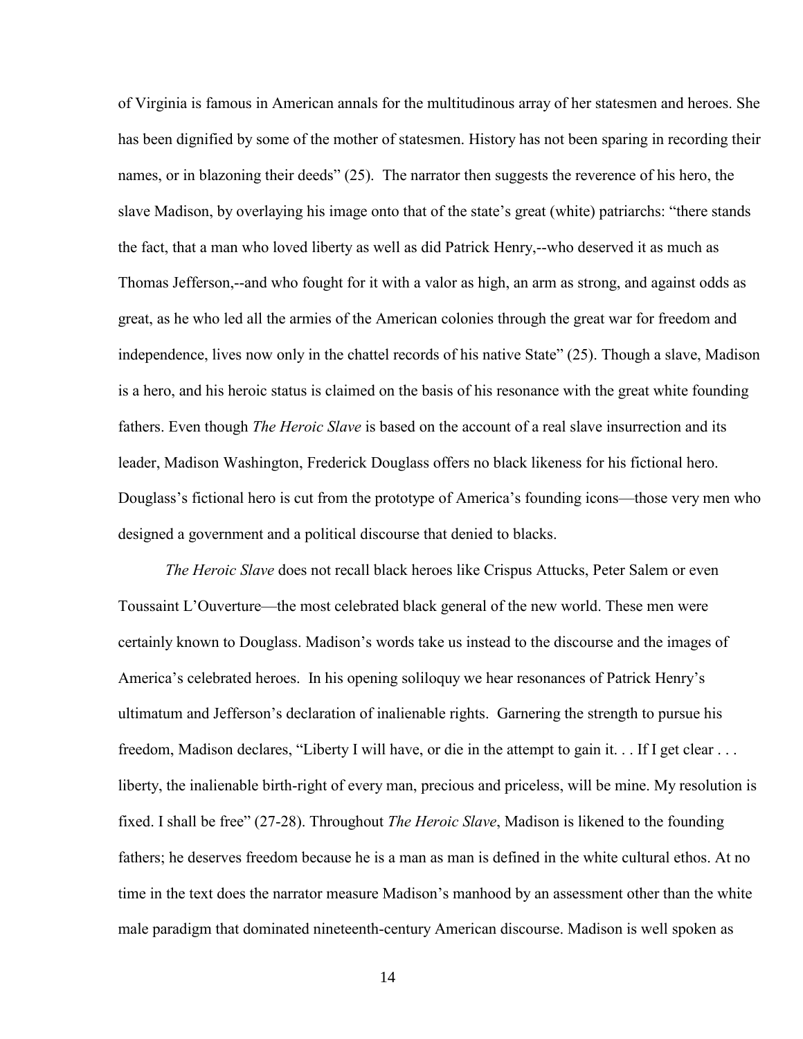of Virginia is famous in American annals for the multitudinous array of her statesmen and heroes. She has been dignified by some of the mother of statesmen. History has not been sparing in recording their names, or in blazoning their deeds" (25). The narrator then suggests the reverence of his hero, the slave Madison, by overlaying his image onto that of the state's great (white) patriarchs: "there stands the fact, that a man who loved liberty as well as did Patrick Henry,--who deserved it as much as Thomas Jefferson,--and who fought for it with a valor as high, an arm as strong, and against odds as great, as he who led all the armies of the American colonies through the great war for freedom and independence, lives now only in the chattel records of his native State" (25). Though a slave, Madison is a hero, and his heroic status is claimed on the basis of his resonance with the great white founding fathers. Even though *The Heroic Slave* is based on the account of a real slave insurrection and its leader, Madison Washington, Frederick Douglass offers no black likeness for his fictional hero. Douglass's fictional hero is cut from the prototype of America's founding icons—those very men who designed a government and a political discourse that denied to blacks.

*The Heroic Slave* does not recall black heroes like Crispus Attucks, Peter Salem or even Toussaint L'Ouverture—the most celebrated black general of the new world. These men were certainly known to Douglass. Madison's words take us instead to the discourse and the images of America's celebrated heroes. In his opening soliloquy we hear resonances of Patrick Henry's ultimatum and Jefferson's declaration of inalienable rights. Garnering the strength to pursue his freedom, Madison declares, "Liberty I will have, or die in the attempt to gain it. . . If I get clear . . . liberty, the inalienable birth-right of every man, precious and priceless, will be mine. My resolution is fixed. I shall be free" (27-28). Throughout *The Heroic Slave*, Madison is likened to the founding fathers; he deserves freedom because he is a man as man is defined in the white cultural ethos. At no time in the text does the narrator measure Madison's manhood by an assessment other than the white male paradigm that dominated nineteenth-century American discourse. Madison is well spoken as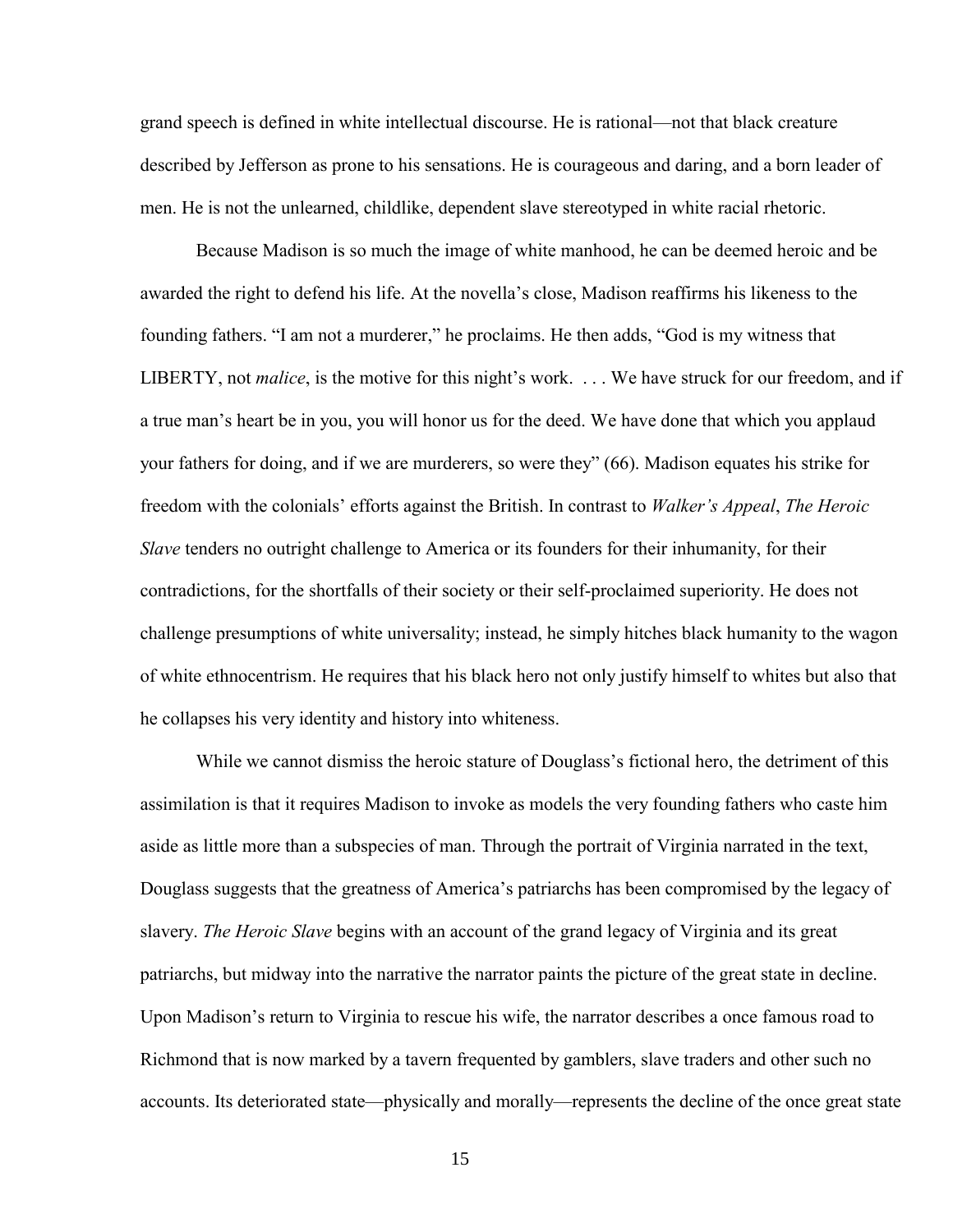grand speech is defined in white intellectual discourse. He is rational—not that black creature described by Jefferson as prone to his sensations. He is courageous and daring, and a born leader of men. He is not the unlearned, childlike, dependent slave stereotyped in white racial rhetoric.

Because Madison is so much the image of white manhood, he can be deemed heroic and be awarded the right to defend his life. At the novella's close, Madison reaffirms his likeness to the founding fathers. "I am not a murderer," he proclaims. He then adds, "God is my witness that LIBERTY, not *malice*, is the motive for this night's work. . . . We have struck for our freedom, and if a true man's heart be in you, you will honor us for the deed. We have done that which you applaud your fathers for doing, and if we are murderers, so were they" (66). Madison equates his strike for freedom with the colonials' efforts against the British. In contrast to *Walker's Appeal*, *The Heroic Slave* tenders no outright challenge to America or its founders for their inhumanity, for their contradictions, for the shortfalls of their society or their self-proclaimed superiority. He does not challenge presumptions of white universality; instead, he simply hitches black humanity to the wagon of white ethnocentrism. He requires that his black hero not only justify himself to whites but also that he collapses his very identity and history into whiteness.

While we cannot dismiss the heroic stature of Douglass's fictional hero, the detriment of this assimilation is that it requires Madison to invoke as models the very founding fathers who caste him aside as little more than a subspecies of man. Through the portrait of Virginia narrated in the text, Douglass suggests that the greatness of America's patriarchs has been compromised by the legacy of slavery. *The Heroic Slave* begins with an account of the grand legacy of Virginia and its great patriarchs, but midway into the narrative the narrator paints the picture of the great state in decline. Upon Madison's return to Virginia to rescue his wife, the narrator describes a once famous road to Richmond that is now marked by a tavern frequented by gamblers, slave traders and other such no accounts. Its deteriorated state—physically and morally—represents the decline of the once great state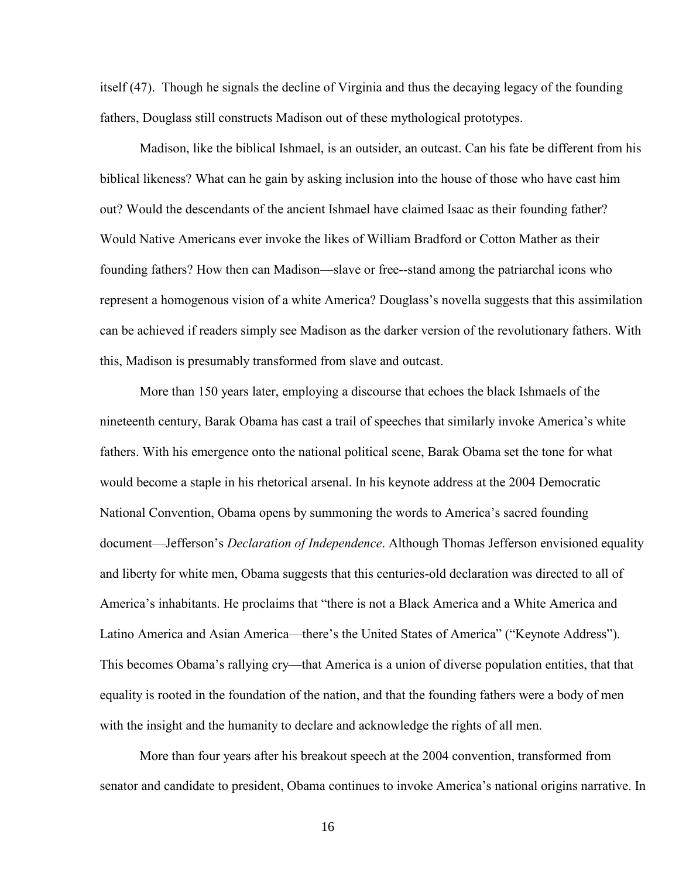itself (47). Though he signals the decline of Virginia and thus the decaying legacy of the founding fathers, Douglass still constructs Madison out of these mythological prototypes.

Madison, like the biblical Ishmael, is an outsider, an outcast. Can his fate be different from his biblical likeness? What can he gain by asking inclusion into the house of those who have cast him out? Would the descendants of the ancient Ishmael have claimed Isaac as their founding father? Would Native Americans ever invoke the likes of William Bradford or Cotton Mather as their founding fathers? How then can Madison—slave or free--stand among the patriarchal icons who represent a homogenous vision of a white America? Douglass's novella suggests that this assimilation can be achieved if readers simply see Madison as the darker version of the revolutionary fathers. With this, Madison is presumably transformed from slave and outcast.

More than 150 years later, employing a discourse that echoes the black Ishmaels of the nineteenth century, Barak Obama has cast a trail of speeches that similarly invoke America's white fathers. With his emergence onto the national political scene, Barak Obama set the tone for what would become a staple in his rhetorical arsenal. In his keynote address at the 2004 Democratic National Convention, Obama opens by summoning the words to America's sacred founding document—Jefferson's *Declaration of Independence*. Although Thomas Jefferson envisioned equality and liberty for white men, Obama suggests that this centuries-old declaration was directed to all of America's inhabitants. He proclaims that "there is not a Black America and a White America and Latino America and Asian America—there's the United States of America" ("Keynote Address"). This becomes Obama's rallying cry—that America is a union of diverse population entities, that that equality is rooted in the foundation of the nation, and that the founding fathers were a body of men with the insight and the humanity to declare and acknowledge the rights of all men.

More than four years after his breakout speech at the 2004 convention, transformed from senator and candidate to president, Obama continues to invoke America's national origins narrative. In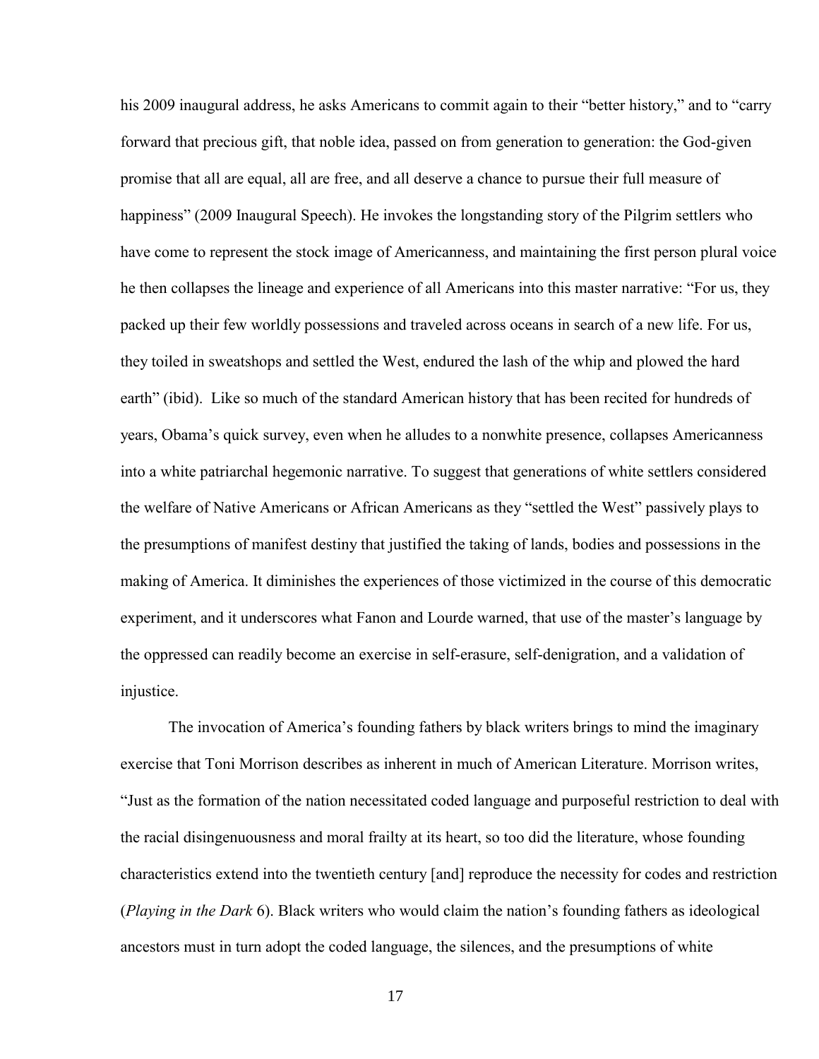his 2009 inaugural address, he asks Americans to commit again to their "better history," and to "carry forward that precious gift, that noble idea, passed on from generation to generation: the God-given promise that all are equal, all are free, and all deserve a chance to pursue their full measure of happiness" (2009 Inaugural Speech). He invokes the longstanding story of the Pilgrim settlers who have come to represent the stock image of Americanness, and maintaining the first person plural voice he then collapses the lineage and experience of all Americans into this master narrative: "For us, they packed up their few worldly possessions and traveled across oceans in search of a new life. For us, they toiled in sweatshops and settled the West, endured the lash of the whip and plowed the hard earth" (ibid). Like so much of the standard American history that has been recited for hundreds of years, Obama's quick survey, even when he alludes to a nonwhite presence, collapses Americanness into a white patriarchal hegemonic narrative. To suggest that generations of white settlers considered the welfare of Native Americans or African Americans as they "settled the West" passively plays to the presumptions of manifest destiny that justified the taking of lands, bodies and possessions in the making of America. It diminishes the experiences of those victimized in the course of this democratic experiment, and it underscores what Fanon and Lourde warned, that use of the master's language by the oppressed can readily become an exercise in self-erasure, self-denigration, and a validation of injustice.

The invocation of America's founding fathers by black writers brings to mind the imaginary exercise that Toni Morrison describes as inherent in much of American Literature. Morrison writes, "Just as the formation of the nation necessitated coded language and purposeful restriction to deal with the racial disingenuousness and moral frailty at its heart, so too did the literature, whose founding characteristics extend into the twentieth century [and] reproduce the necessity for codes and restriction (*Playing in the Dark* 6). Black writers who would claim the nation's founding fathers as ideological ancestors must in turn adopt the coded language, the silences, and the presumptions of white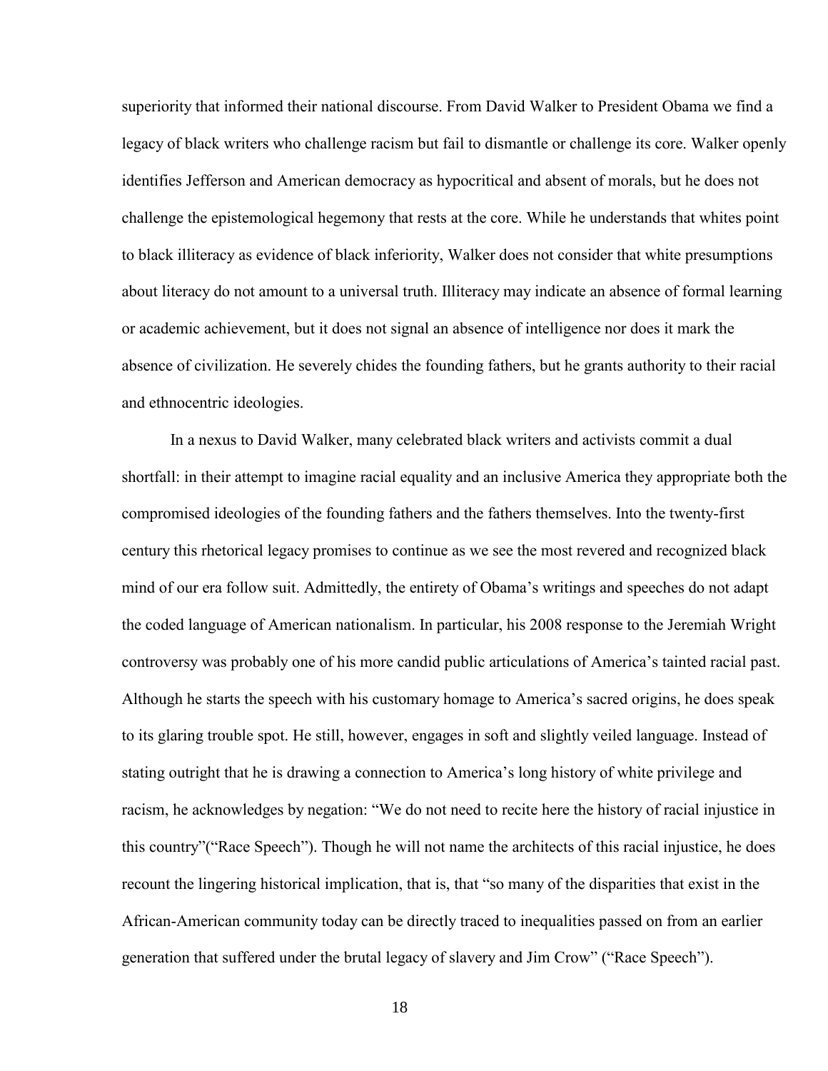superiority that informed their national discourse. From David Walker to President Obama we find a legacy of black writers who challenge racism but fail to dismantle or challenge its core. Walker openly identifies Jefferson and American democracy as hypocritical and absent of morals, but he does not challenge the epistemological hegemony that rests at the core. While he understands that whites point to black illiteracy as evidence of black inferiority, Walker does not consider that white presumptions about literacy do not amount to a universal truth. Illiteracy may indicate an absence of formal learning or academic achievement, but it does not signal an absence of intelligence nor does it mark the absence of civilization. He severely chides the founding fathers, but he grants authority to their racial and ethnocentric ideologies.

In a nexus to David Walker, many celebrated black writers and activists commit a dual shortfall: in their attempt to imagine racial equality and an inclusive America they appropriate both the compromised ideologies of the founding fathers and the fathers themselves. Into the twenty-first century this rhetorical legacy promises to continue as we see the most revered and recognized black mind of our era follow suit. Admittedly, the entirety of Obama's writings and speeches do not adapt the coded language of American nationalism. In particular, his 2008 response to the Jeremiah Wright controversy was probably one of his more candid public articulations of America's tainted racial past. Although he starts the speech with his customary homage to America's sacred origins, he does speak to its glaring trouble spot. He still, however, engages in soft and slightly veiled language. Instead of stating outright that he is drawing a connection to America's long history of white privilege and racism, he acknowledges by negation: "We do not need to recite here the history of racial injustice in this country"("Race Speech"). Though he will not name the architects of this racial injustice, he does recount the lingering historical implication, that is, that "so many of the disparities that exist in the African-American community today can be directly traced to inequalities passed on from an earlier generation that suffered under the brutal legacy of slavery and Jim Crow" ("Race Speech").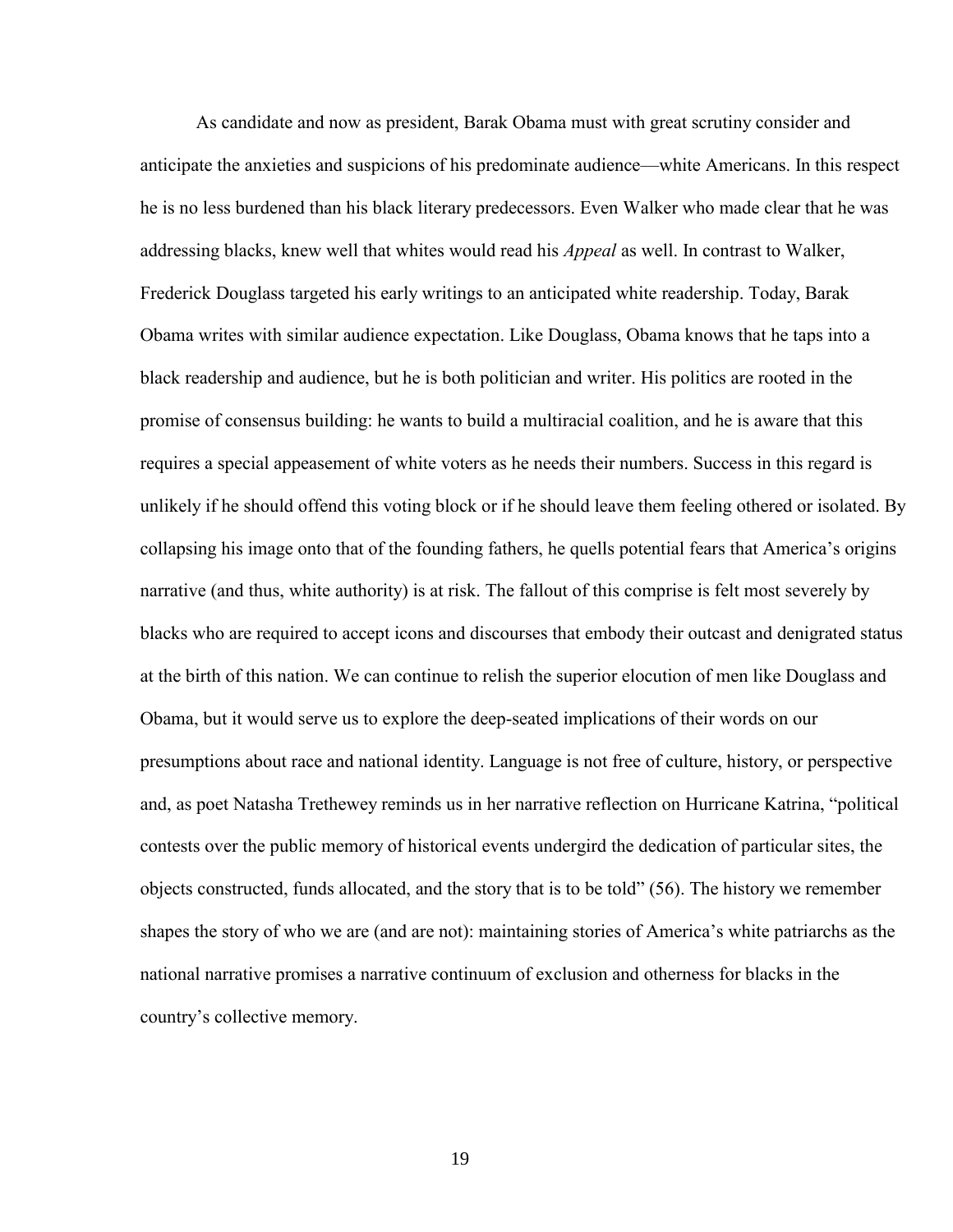As candidate and now as president, Barak Obama must with great scrutiny consider and anticipate the anxieties and suspicions of his predominate audience—white Americans. In this respect he is no less burdened than his black literary predecessors. Even Walker who made clear that he was addressing blacks, knew well that whites would read his *Appeal* as well. In contrast to Walker, Frederick Douglass targeted his early writings to an anticipated white readership. Today, Barak Obama writes with similar audience expectation. Like Douglass, Obama knows that he taps into a black readership and audience, but he is both politician and writer. His politics are rooted in the promise of consensus building: he wants to build a multiracial coalition, and he is aware that this requires a special appeasement of white voters as he needs their numbers. Success in this regard is unlikely if he should offend this voting block or if he should leave them feeling othered or isolated. By collapsing his image onto that of the founding fathers, he quells potential fears that America's origins narrative (and thus, white authority) is at risk. The fallout of this comprise is felt most severely by blacks who are required to accept icons and discourses that embody their outcast and denigrated status at the birth of this nation. We can continue to relish the superior elocution of men like Douglass and Obama, but it would serve us to explore the deep-seated implications of their words on our presumptions about race and national identity. Language is not free of culture, history, or perspective and, as poet Natasha Trethewey reminds us in her narrative reflection on Hurricane Katrina, "political contests over the public memory of historical events undergird the dedication of particular sites, the objects constructed, funds allocated, and the story that is to be told" (56). The history we remember shapes the story of who we are (and are not): maintaining stories of America's white patriarchs as the national narrative promises a narrative continuum of exclusion and otherness for blacks in the country's collective memory.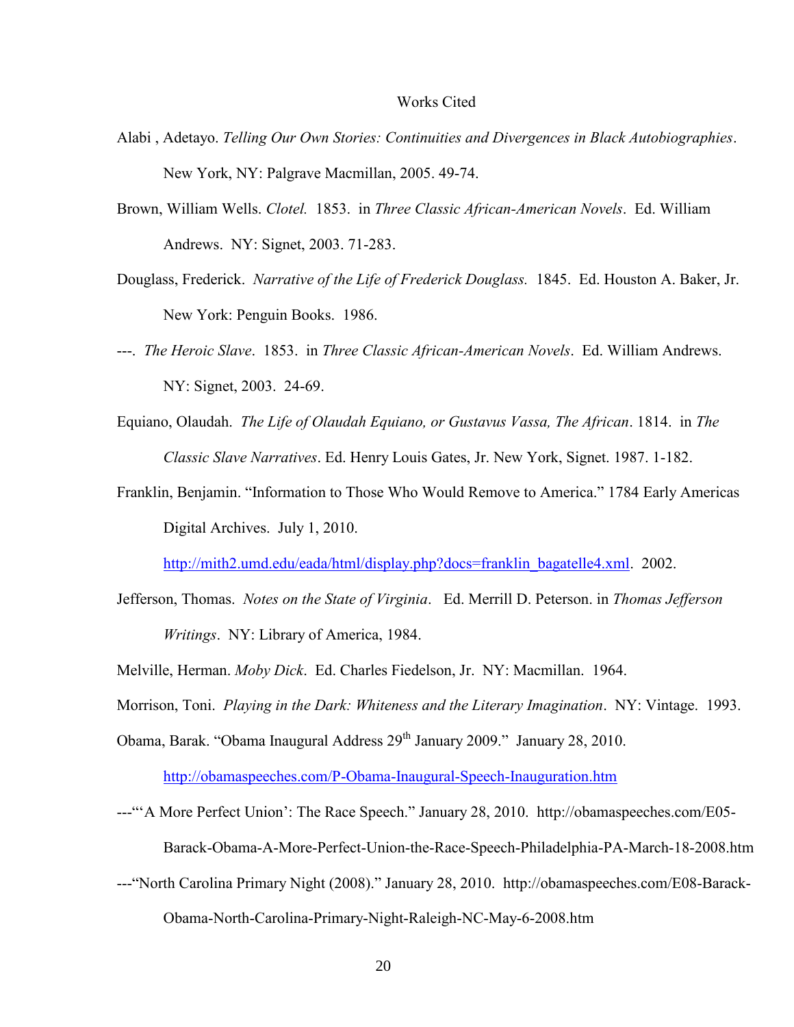# Works Cited

Alabi , Adetayo. *Telling Our Own Stories: Continuities and Divergences in Black Autobiographies*. New York, NY: Palgrave Macmillan, 2005. 49-74.

Brown, William Wells. *Clotel.* 1853. in *Three Classic African-American Novels*. Ed. William Andrews. NY: Signet, 2003. 71-283.

Douglass, Frederick. *Narrative of the Life of Frederick Douglass.* 1845. Ed. Houston A. Baker, Jr. New York: Penguin Books. 1986.

---. *The Heroic Slave*. 1853. in *Three Classic African-American Novels*. Ed. William Andrews. NY: Signet, 2003. 24-69.

Equiano, Olaudah. *The Life of Olaudah Equiano, or Gustavus Vassa, The African*. 1814. in *The Classic Slave Narratives*. Ed. Henry Louis Gates, Jr. New York, Signet. 1987. 1-182.

Franklin, Benjamin. "Information to Those Who Would Remove to America." 1784 Early Americas Digital Archives. July 1, 2010. http://mith2.umd.edu/eada/html/display.php?docs=franklin_bagatelle4.xml. 2002.

Jefferson, Thomas. *Notes on the State of Virginia*. Ed. Merrill D. Peterson. in *Thomas Jefferson Writings*. NY: Library of America, 1984.

Melville, Herman. *Moby Dick*. Ed. Charles Fiedelson, Jr. NY: Macmillan. 1964.

Morrison, Toni. *Playing in the Dark: Whiteness and the Literary Imagination*. NY: Vintage. 1993.

Obama, Barak. "Obama Inaugural Address 29th January 2009." January 28, 2010. http://obamaspeeches.com/P-Obama-Inaugural-Speech-Inauguration.htm

---"'A More Perfect Union': The Race Speech." January 28, 2010. http://obamaspeeches.com/E05-Barack-Obama-A-More-Perfect-Union-the-Race-Speech-Philadelphia-PA-March-18-2008.htm

---"North Carolina Primary Night (2008)." January 28, 2010. http://obamaspeeches.com/E08-Barack-Obama-North-Carolina-Primary-Night-Raleigh-NC-May-6-2008.htm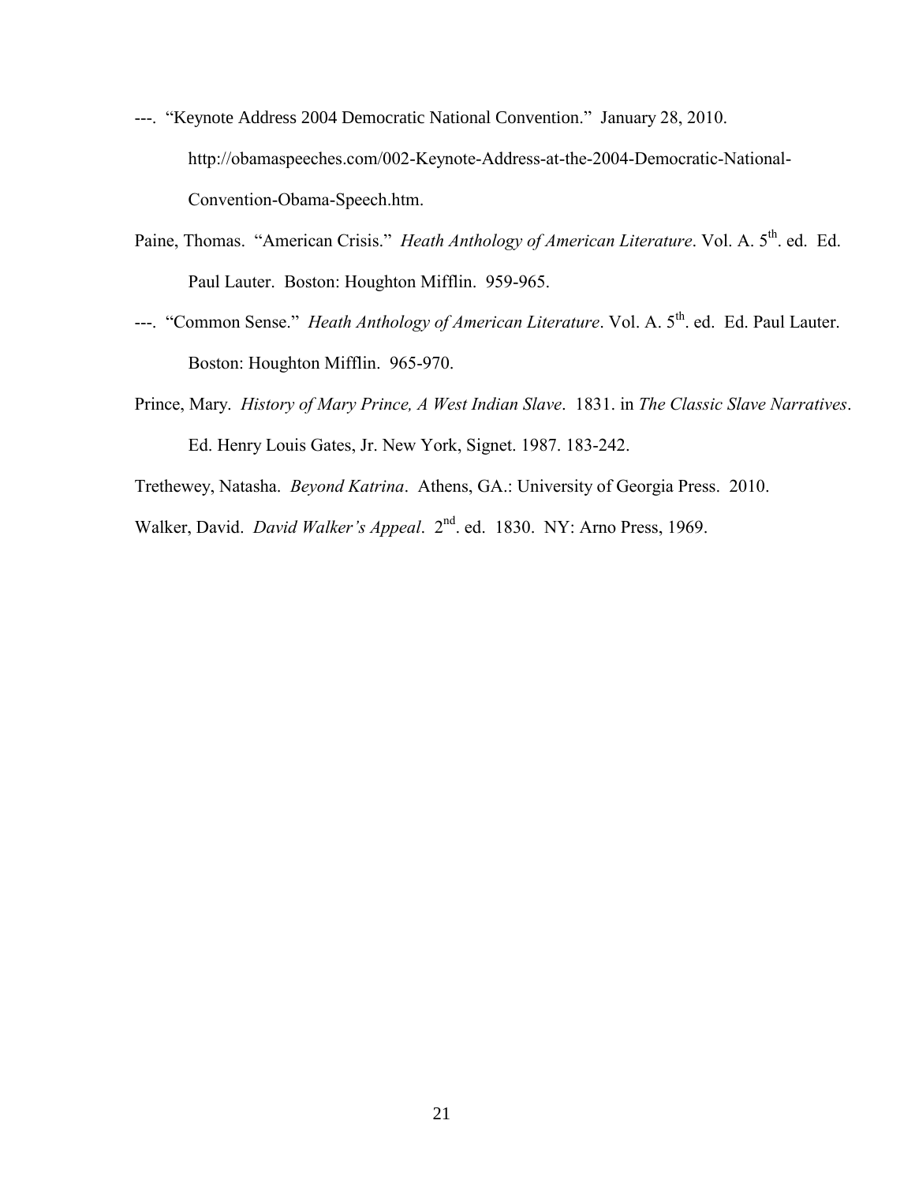---. "Keynote Address 2004 Democratic National Convention." January 28, 2010. http://obamaspeeches.com/002-Keynote-Address-at-the-2004-Democratic-National-Convention-Obama-Speech.htm.

Paine, Thomas. "American Crisis." *Heath Anthology of American Literature*. Vol. A. 5th. ed. Ed. Paul Lauter. Boston: Houghton Mifflin. 959-965.

---. "Common Sense." *Heath Anthology of American Literature*. Vol. A. 5th. ed. Ed. Paul Lauter. Boston: Houghton Mifflin. 965-970.

Prince, Mary. *History of Mary Prince, A West Indian Slave*. 1831. in *The Classic Slave Narratives*. Ed. Henry Louis Gates, Jr. New York, Signet. 1987. 183-242.

Trethewey, Natasha. *Beyond Katrina*. Athens, GA.: University of Georgia Press. 2010.

Walker, David. *David Walker's Appeal*. 2nd. ed. 1830. NY: Arno Press, 1969.